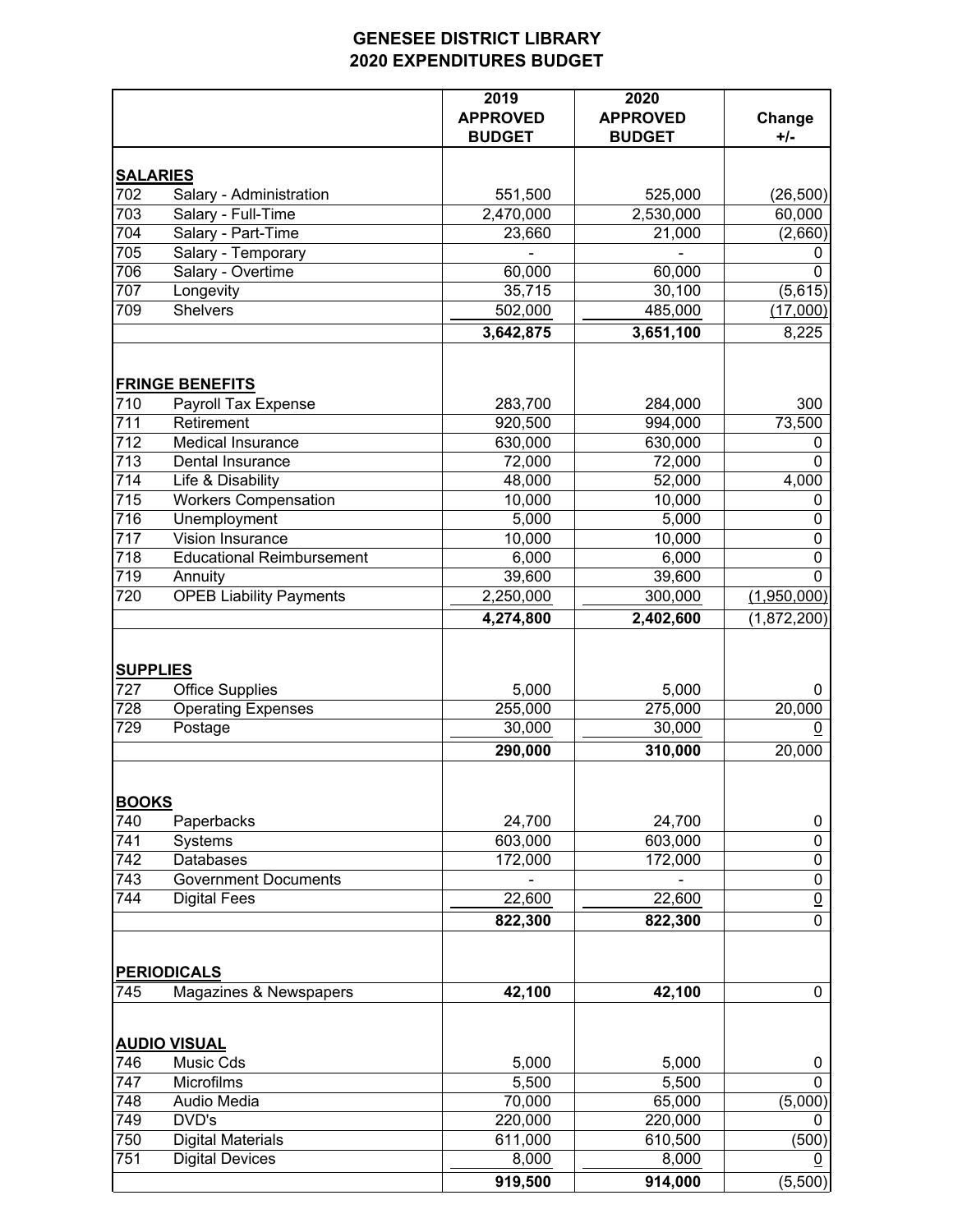# GENESEE DISTRICT LIBRARY
## 2020 EXPENDITURES BUDGET

| | | 2019 APPROVED BUDGET | 2020 APPROVED BUDGET | Change +/- |
|---|---|---|---|---|
| **SALARIES** | | | | |
| 702 | Salary - Administration | 551,500 | 525,000 | (26,500) |
| 703 | Salary - Full-Time | 2,470,000 | 2,530,000 | 60,000 |
| 704 | Salary - Part-Time | 23,660 | 21,000 | (2,660) |
| 705 | Salary - Temporary | - | - | 0 |
| 706 | Salary - Overtime | 60,000 | 60,000 | 0 |
| 707 | Longevity | 35,715 | 30,100 | (5,615) |
| 709 | Shelvers | 502,000 | 485,000 | (17,000) |
| | | **3,642,875** | **3,651,100** | 8,225 |
| **FRINGE BENEFITS** | | | | |
| 710 | Payroll Tax Expense | 283,700 | 284,000 | 300 |
| 711 | Retirement | 920,500 | 994,000 | 73,500 |
| 712 | Medical Insurance | 630,000 | 630,000 | 0 |
| 713 | Dental Insurance | 72,000 | 72,000 | 0 |
| 714 | Life & Disability | 48,000 | 52,000 | 4,000 |
| 715 | Workers Compensation | 10,000 | 10,000 | 0 |
| 716 | Unemployment | 5,000 | 5,000 | 0 |
| 717 | Vision Insurance | 10,000 | 10,000 | 0 |
| 718 | Educational Reimbursement | 6,000 | 6,000 | 0 |
| 719 | Annuity | 39,600 | 39,600 | 0 |
| 720 | OPEB Liability Payments | 2,250,000 | 300,000 | (1,950,000) |
| | | **4,274,800** | **2,402,600** | (1,872,200) |
| **SUPPLIES** | | | | |
| 727 | Office Supplies | 5,000 | 5,000 | 0 |
| 728 | Operating Expenses | 255,000 | 275,000 | 20,000 |
| 729 | Postage | 30,000 | 30,000 | 0 |
| | | **290,000** | **310,000** | 20,000 |
| **BOOKS** | | | | |
| 740 | Paperbacks | 24,700 | 24,700 | 0 |
| 741 | Systems | 603,000 | 603,000 | 0 |
| 742 | Databases | 172,000 | 172,000 | 0 |
| 743 | Government Documents | - | - | 0 |
| 744 | Digital Fees | 22,600 | 22,600 | 0 |
| | | **822,300** | **822,300** | 0 |
| **PERIODICALS** | | | | |
| 745 | Magazines & Newspapers | **42,100** | **42,100** | 0 |
| **AUDIO VISUAL** | | | | |
| 746 | Music Cds | 5,000 | 5,000 | 0 |
| 747 | Microfilms | 5,500 | 5,500 | 0 |
| 748 | Audio Media | 70,000 | 65,000 | (5,000) |
| 749 | DVD's | 220,000 | 220,000 | 0 |
| 750 | Digital Materials | 611,000 | 610,500 | (500) |
| 751 | Digital Devices | 8,000 | 8,000 | 0 |
| | | **919,500** | **914,000** | (5,500) |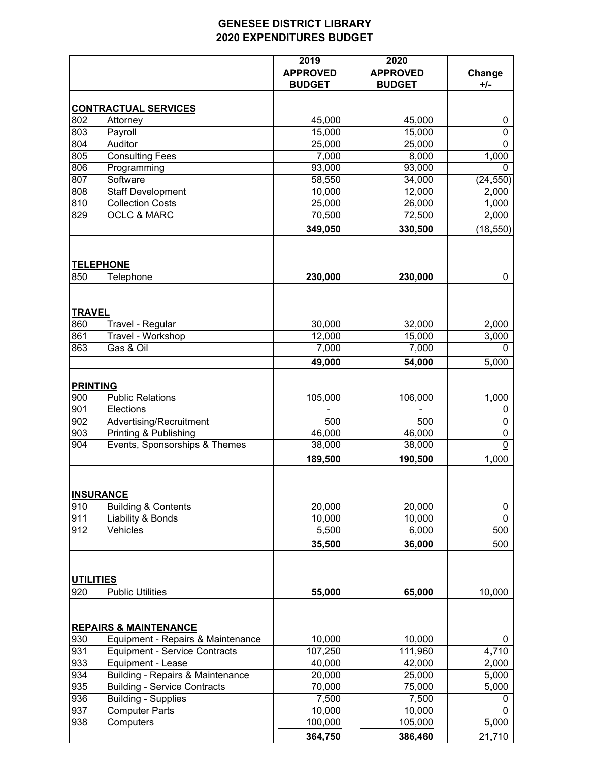# GENESEE DISTRICT LIBRARY
## 2020 EXPENDITURES BUDGET

| | | 2019 APPROVED BUDGET | 2020 APPROVED BUDGET | Change +/- |
|---|---|---|---|---|
| **CONTRACTUAL SERVICES** | | | | |
| 802 | Attorney | 45,000 | 45,000 | 0 |
| 803 | Payroll | 15,000 | 15,000 | 0 |
| 804 | Auditor | 25,000 | 25,000 | 0 |
| 805 | Consulting Fees | 7,000 | 8,000 | 1,000 |
| 806 | Programming | 93,000 | 93,000 | 0 |
| 807 | Software | 58,550 | 34,000 | (24,550) |
| 808 | Staff Development | 10,000 | 12,000 | 2,000 |
| 810 | Collection Costs | 25,000 | 26,000 | 1,000 |
| 829 | OCLC & MARC | 70,500 | 72,500 | 2,000 |
| | | **349,050** | **330,500** | (18,550) |
| **TELEPHONE** | | | | |
| 850 | Telephone | **230,000** | **230,000** | 0 |
| **TRAVEL** | | | | |
| 860 | Travel - Regular | 30,000 | 32,000 | 2,000 |
| 861 | Travel - Workshop | 12,000 | 15,000 | 3,000 |
| 863 | Gas & Oil | 7,000 | 7,000 | 0 |
| | | **49,000** | **54,000** | 5,000 |
| **PRINTING** | | | | |
| 900 | Public Relations | 105,000 | 106,000 | 1,000 |
| 901 | Elections | - | - | 0 |
| 902 | Advertising/Recruitment | 500 | 500 | 0 |
| 903 | Printing & Publishing | 46,000 | 46,000 | 0 |
| 904 | Events, Sponsorships & Themes | 38,000 | 38,000 | 0 |
| | | **189,500** | **190,500** | 1,000 |
| **INSURANCE** | | | | |
| 910 | Building & Contents | 20,000 | 20,000 | 0 |
| 911 | Liability & Bonds | 10,000 | 10,000 | 0 |
| 912 | Vehicles | 5,500 | 6,000 | 500 |
| | | **35,500** | **36,000** | 500 |
| **UTILITIES** | | | | |
| 920 | Public Utilities | **55,000** | **65,000** | 10,000 |
| **REPAIRS & MAINTENANCE** | | | | |
| 930 | Equipment - Repairs & Maintenance | 10,000 | 10,000 | 0 |
| 931 | Equipment - Service Contracts | 107,250 | 111,960 | 4,710 |
| 933 | Equipment - Lease | 40,000 | 42,000 | 2,000 |
| 934 | Building - Repairs & Maintenance | 20,000 | 25,000 | 5,000 |
| 935 | Building - Service Contracts | 70,000 | 75,000 | 5,000 |
| 936 | Building - Supplies | 7,500 | 7,500 | 0 |
| 937 | Computer Parts | 10,000 | 10,000 | 0 |
| 938 | Computers | 100,000 | 105,000 | 5,000 |
| | | **364,750** | **386,460** | 21,710 |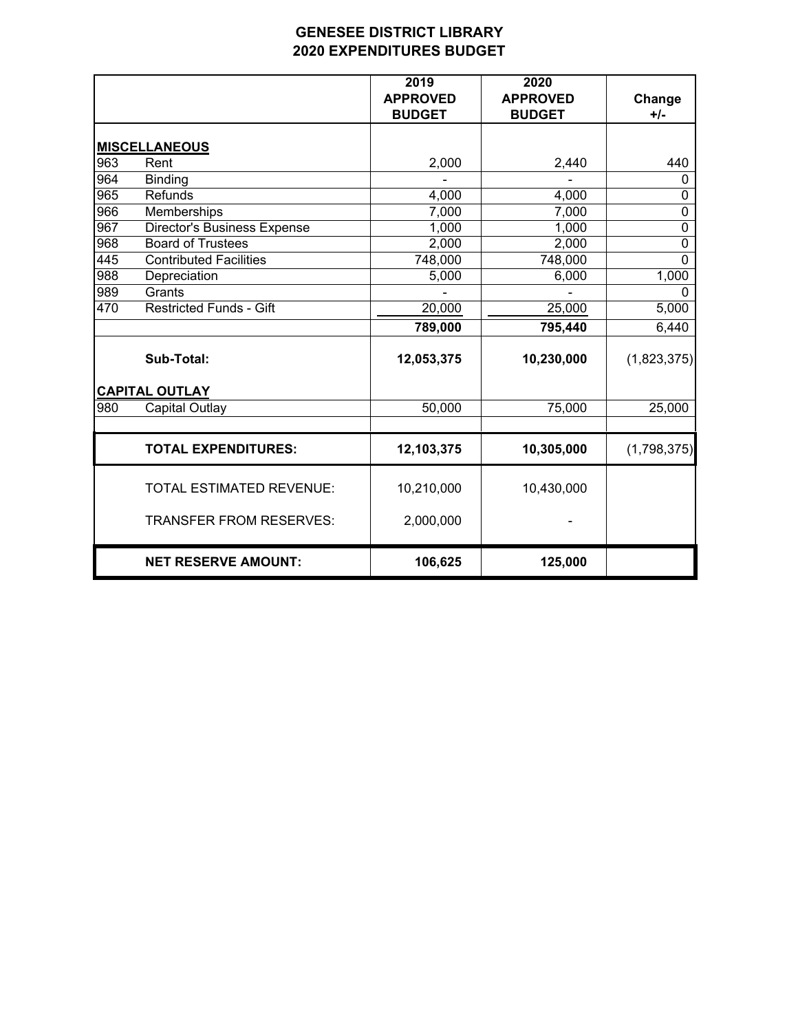## GENESEE DISTRICT LIBRARY
## 2020 EXPENDITURES BUDGET

| | | 2019 APPROVED BUDGET | 2020 APPROVED BUDGET | Change +/- |
|---|---|---|---|---|
| **MISCELLANEOUS** | | | | |
| 963 | Rent | 2,000 | 2,440 | 440 |
| 964 | Binding | - | - | 0 |
| 965 | Refunds | 4,000 | 4,000 | 0 |
| 966 | Memberships | 7,000 | 7,000 | 0 |
| 967 | Director's Business Expense | 1,000 | 1,000 | 0 |
| 968 | Board of Trustees | 2,000 | 2,000 | 0 |
| 445 | Contributed Facilities | 748,000 | 748,000 | 0 |
| 988 | Depreciation | 5,000 | 6,000 | 1,000 |
| 989 | Grants | - | - | 0 |
| 470 | Restricted Funds - Gift | 20,000 | 25,000 | 5,000 |
| | | **789,000** | **795,440** | 6,440 |
| | **Sub-Total:** | **12,053,375** | **10,230,000** | (1,823,375) |
| **CAPITAL OUTLAY** | | | | |
| 980 | Capital Outlay | 50,000 | 75,000 | 25,000 |
| | **TOTAL EXPENDITURES:** | **12,103,375** | **10,305,000** | (1,798,375) |
| | TOTAL ESTIMATED REVENUE: | 10,210,000 | 10,430,000 | |
| | TRANSFER FROM RESERVES: | 2,000,000 | - | |
| | **NET RESERVE AMOUNT:** | **106,625** | **125,000** | |